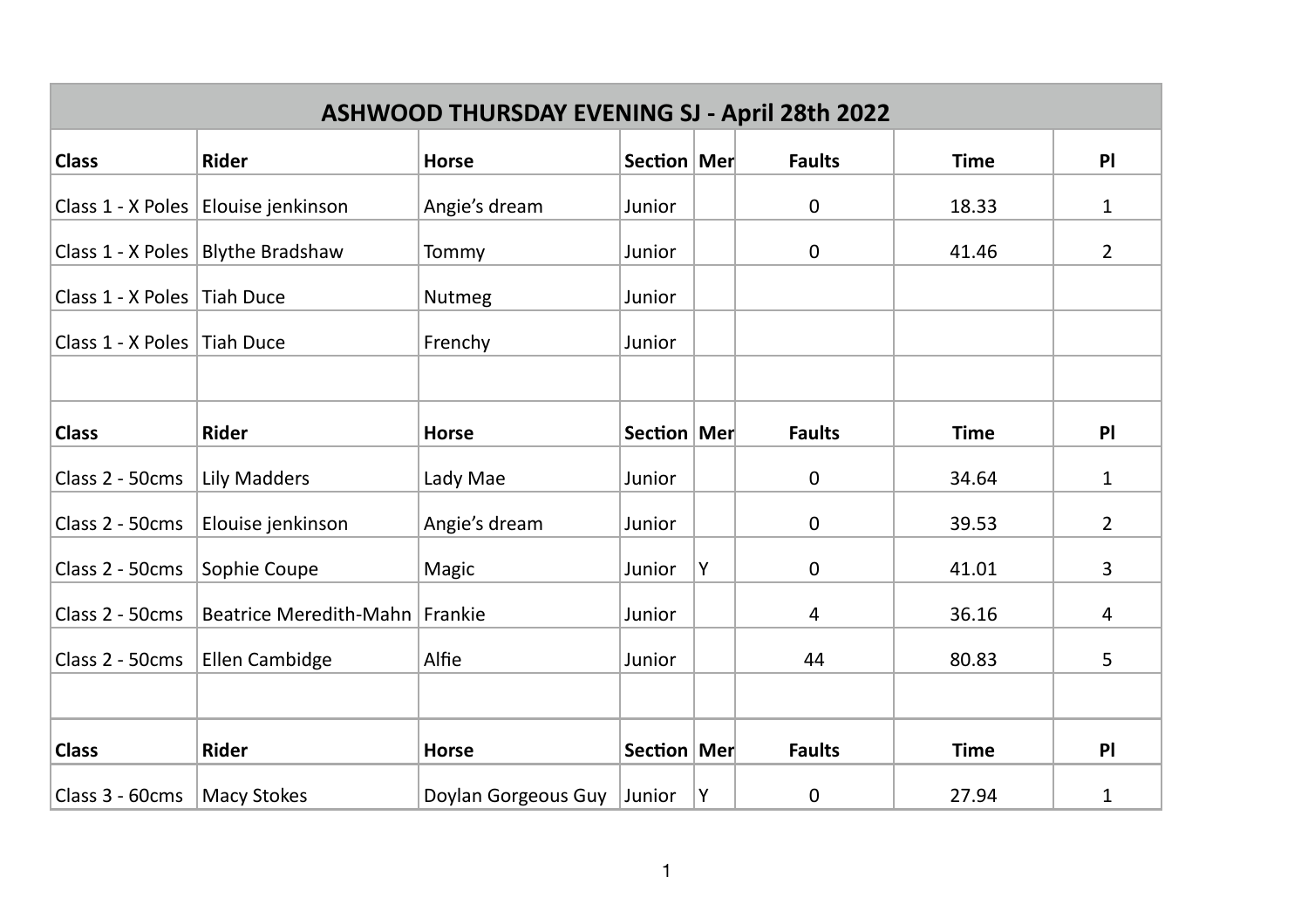# ASHWOOD THURSDAY EVENING SJ - April 28th 2022

| Class | Rider | Horse | Section | Mer | Faults | Time | Pl |
|---|---|---|---|---|---|---|---|
| Class 1 - X Poles | Elouise jenkinson | Angie's dream | Junior | | 0 | 18.33 | 1 |
| Class 1 - X Poles | Blythe Bradshaw | Tommy | Junior | | 0 | 41.46 | 2 |
| Class 1 - X Poles | Tiah Duce | Nutmeg | Junior | | | | |
| Class 1 - X Poles | Tiah Duce | Frenchy | Junior | | | | |
| | | | | | | | |
| **Class** | **Rider** | **Horse** | **Section** | **Mer** | **Faults** | **Time** | **Pl** |
| Class 2 - 50cms | Lily Madders | Lady Mae | Junior | | 0 | 34.64 | 1 |
| Class 2 - 50cms | Elouise jenkinson | Angie's dream | Junior | | 0 | 39.53 | 2 |
| Class 2 - 50cms | Sophie Coupe | Magic | Junior | Y | 0 | 41.01 | 3 |
| Class 2 - 50cms | Beatrice Meredith-Mahn | Frankie | Junior | | 4 | 36.16 | 4 |
| Class 2 - 50cms | Ellen Cambidge | Alfie | Junior | | 44 | 80.83 | 5 |
| | | | | | | | |
| **Class** | **Rider** | **Horse** | **Section** | **Mer** | **Faults** | **Time** | **Pl** |
| Class 3 - 60cms | Macy Stokes | Doylan Gorgeous Guy | Junior | Y | 0 | 27.94 | 1 |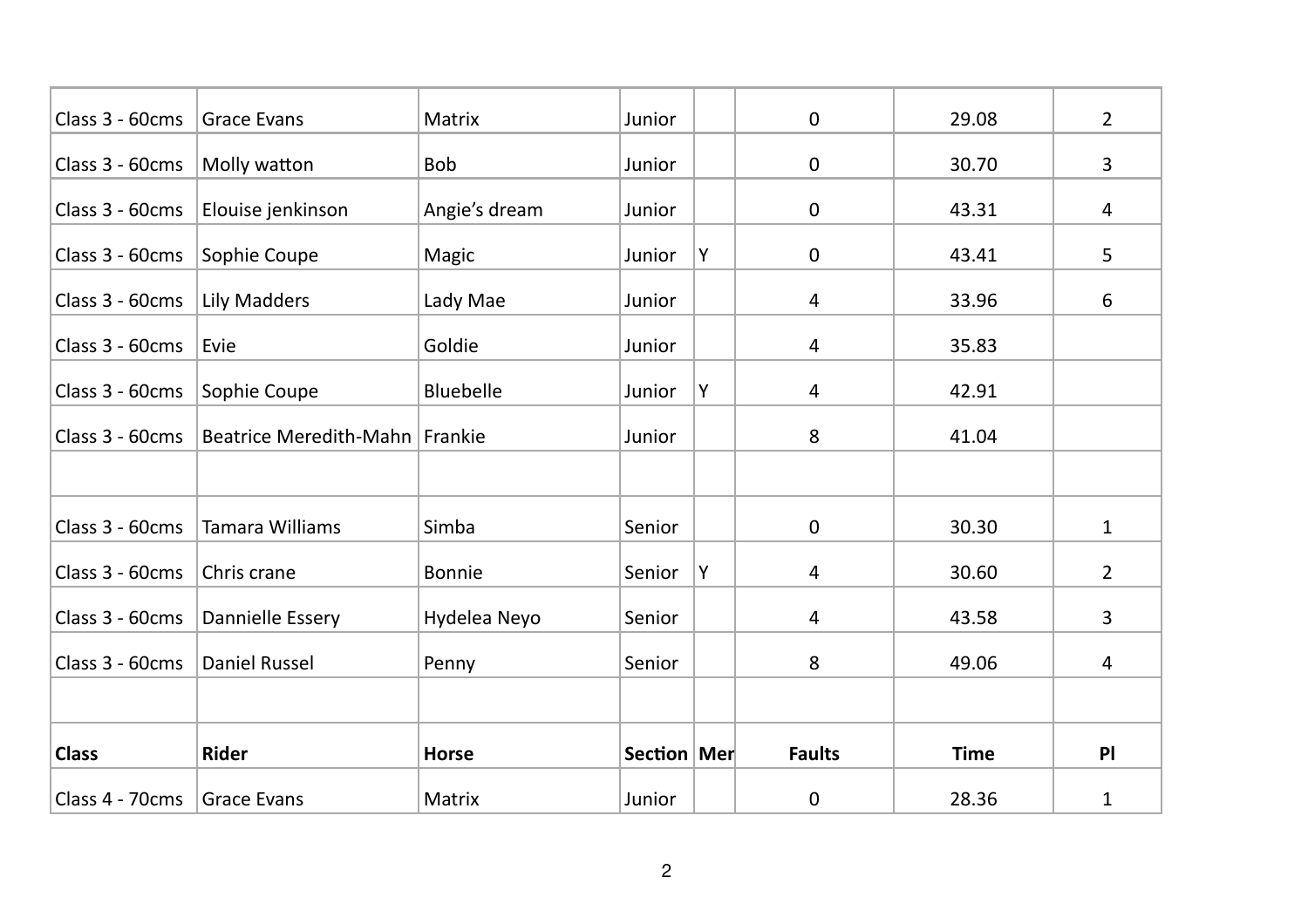| Class 3 - 60cms | Grace Evans | Matrix | Junior | | 0 | 29.08 | 2 |
|---|---|---|---|---|---|---|---|
| Class 3 - 60cms | Molly watton | Bob | Junior | | 0 | 30.70 | 3 |
| Class 3 - 60cms | Elouise jenkinson | Angie's dream | Junior | | 0 | 43.31 | 4 |
| Class 3 - 60cms | Sophie Coupe | Magic | Junior | Y | 0 | 43.41 | 5 |
| Class 3 - 60cms | Lily Madders | Lady Mae | Junior | | 4 | 33.96 | 6 |
| Class 3 - 60cms | Evie | Goldie | Junior | | 4 | 35.83 | |
| Class 3 - 60cms | Sophie Coupe | Bluebelle | Junior | Y | 4 | 42.91 | |
| Class 3 - 60cms | Beatrice Meredith-Mahn | Frankie | Junior | | 8 | 41.04 | |
| | | | | | | | |
| Class 3 - 60cms | Tamara Williams | Simba | Senior | | 0 | 30.30 | 1 |
| Class 3 - 60cms | Chris crane | Bonnie | Senior | Y | 4 | 30.60 | 2 |
| Class 3 - 60cms | Dannielle Essery | Hydelea Neyo | Senior | | 4 | 43.58 | 3 |
| Class 3 - 60cms | Daniel Russel | Penny | Senior | | 8 | 49.06 | 4 |
| | | | | | | | |
| **Class** | **Rider** | **Horse** | **Section** | **Mer** | **Faults** | **Time** | **Pl** |
| Class 4 - 70cms | Grace Evans | Matrix | Junior | | 0 | 28.36 | 1 |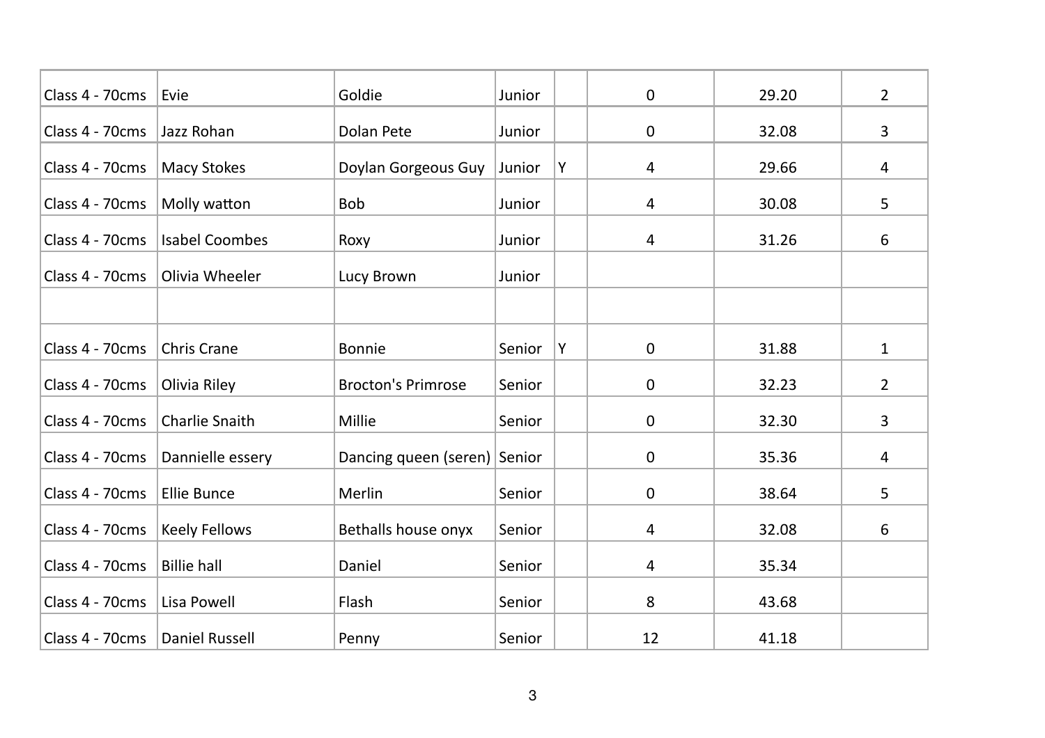| | | | | | | | |
|---|---|---|---|---|---|---|---|
| Class 4 - 70cms | Evie | Goldie | Junior | | 0 | 29.20 | 2 |
| Class 4 - 70cms | Jazz Rohan | Dolan Pete | Junior | | 0 | 32.08 | 3 |
| Class 4 - 70cms | Macy Stokes | Doylan Gorgeous Guy | Junior | Y | 4 | 29.66 | 4 |
| Class 4 - 70cms | Molly watton | Bob | Junior | | 4 | 30.08 | 5 |
| Class 4 - 70cms | Isabel Coombes | Roxy | Junior | | 4 | 31.26 | 6 |
| Class 4 - 70cms | Olivia Wheeler | Lucy Brown | Junior | | | | |
| | | | | | | | |
| Class 4 - 70cms | Chris Crane | Bonnie | Senior | Y | 0 | 31.88 | 1 |
| Class 4 - 70cms | Olivia Riley | Brocton's Primrose | Senior | | 0 | 32.23 | 2 |
| Class 4 - 70cms | Charlie Snaith | Millie | Senior | | 0 | 32.30 | 3 |
| Class 4 - 70cms | Dannielle essery | Dancing queen (seren) | Senior | | 0 | 35.36 | 4 |
| Class 4 - 70cms | Ellie Bunce | Merlin | Senior | | 0 | 38.64 | 5 |
| Class 4 - 70cms | Keely Fellows | Bethalls house onyx | Senior | | 4 | 32.08 | 6 |
| Class 4 - 70cms | Billie hall | Daniel | Senior | | 4 | 35.34 | |
| Class 4 - 70cms | Lisa Powell | Flash | Senior | | 8 | 43.68 | |
| Class 4 - 70cms | Daniel Russell | Penny | Senior | | 12 | 41.18 | |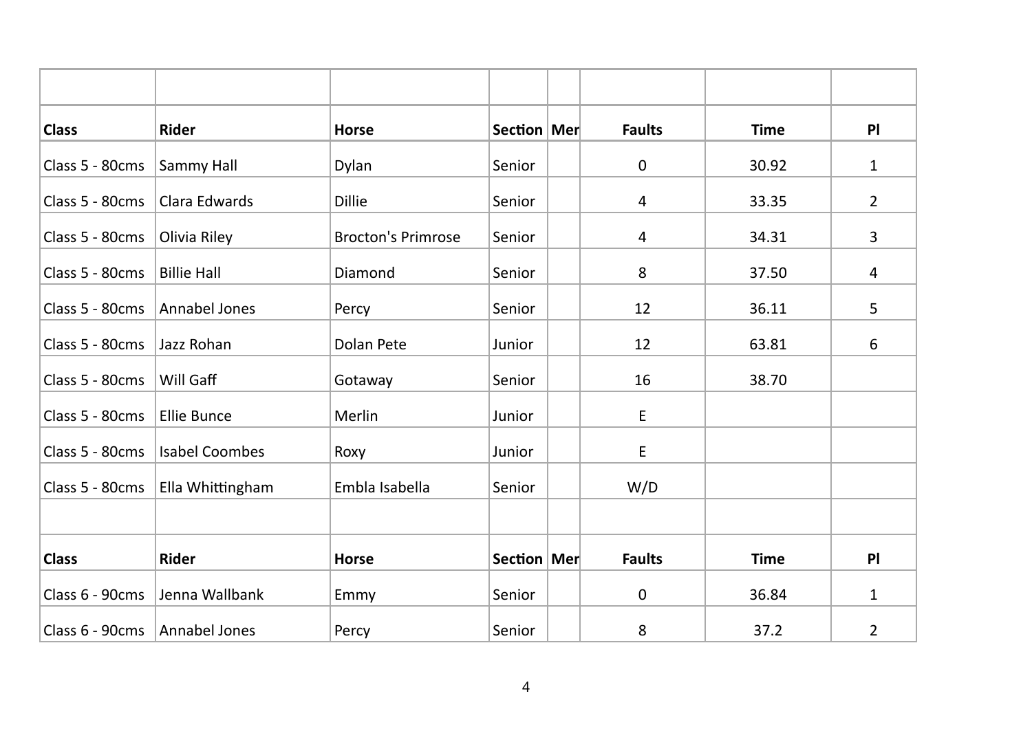| Class | Rider | Horse | Section | Mer | Faults | Time | Pl |
|---|---|---|---|---|---|---|---|
| Class 5 - 80cms | Sammy Hall | Dylan | Senior | | 0 | 30.92 | 1 |
| Class 5 - 80cms | Clara Edwards | Dillie | Senior | | 4 | 33.35 | 2 |
| Class 5 - 80cms | Olivia Riley | Brocton's Primrose | Senior | | 4 | 34.31 | 3 |
| Class 5 - 80cms | Billie Hall | Diamond | Senior | | 8 | 37.50 | 4 |
| Class 5 - 80cms | Annabel Jones | Percy | Senior | | 12 | 36.11 | 5 |
| Class 5 - 80cms | Jazz Rohan | Dolan Pete | Junior | | 12 | 63.81 | 6 |
| Class 5 - 80cms | Will Gaff | Gotaway | Senior | | 16 | 38.70 | |
| Class 5 - 80cms | Ellie Bunce | Merlin | Junior | | E | | |
| Class 5 - 80cms | Isabel Coombes | Roxy | Junior | | E | | |
| Class 5 - 80cms | Ella Whittingham | Embla Isabella | Senior | | W/D | | |

| Class | Rider | Horse | Section | Mer | Faults | Time | Pl |
|---|---|---|---|---|---|---|---|
| Class 6 - 90cms | Jenna Wallbank | Emmy | Senior | | 0 | 36.84 | 1 |
| Class 6 - 90cms | Annabel Jones | Percy | Senior | | 8 | 37.2 | 2 |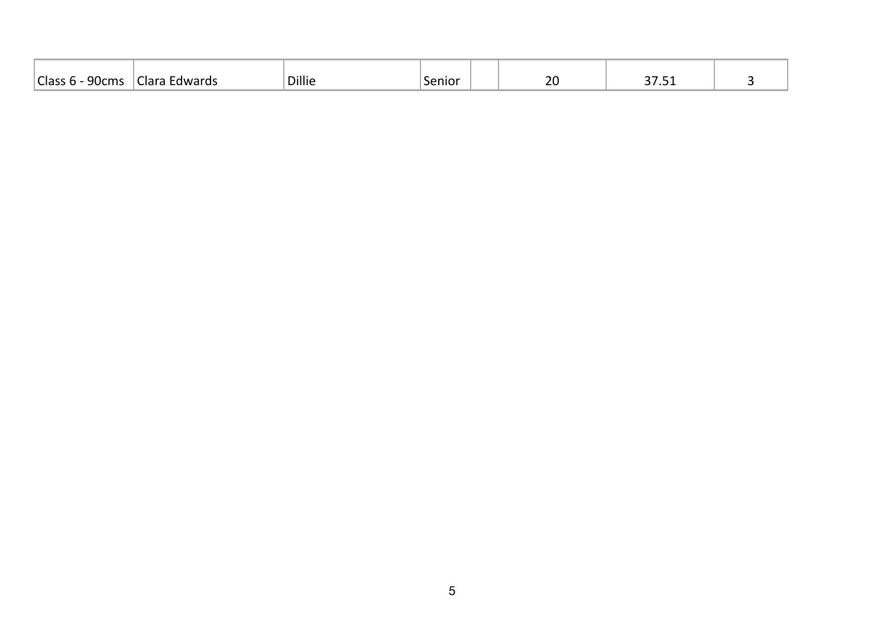| | | | | | | | |
|---|---|---|---|---|---|---|---|
| Class 6 - 90cms | Clara Edwards | Dillie | Senior | | 20 | 37.51 | 3 |